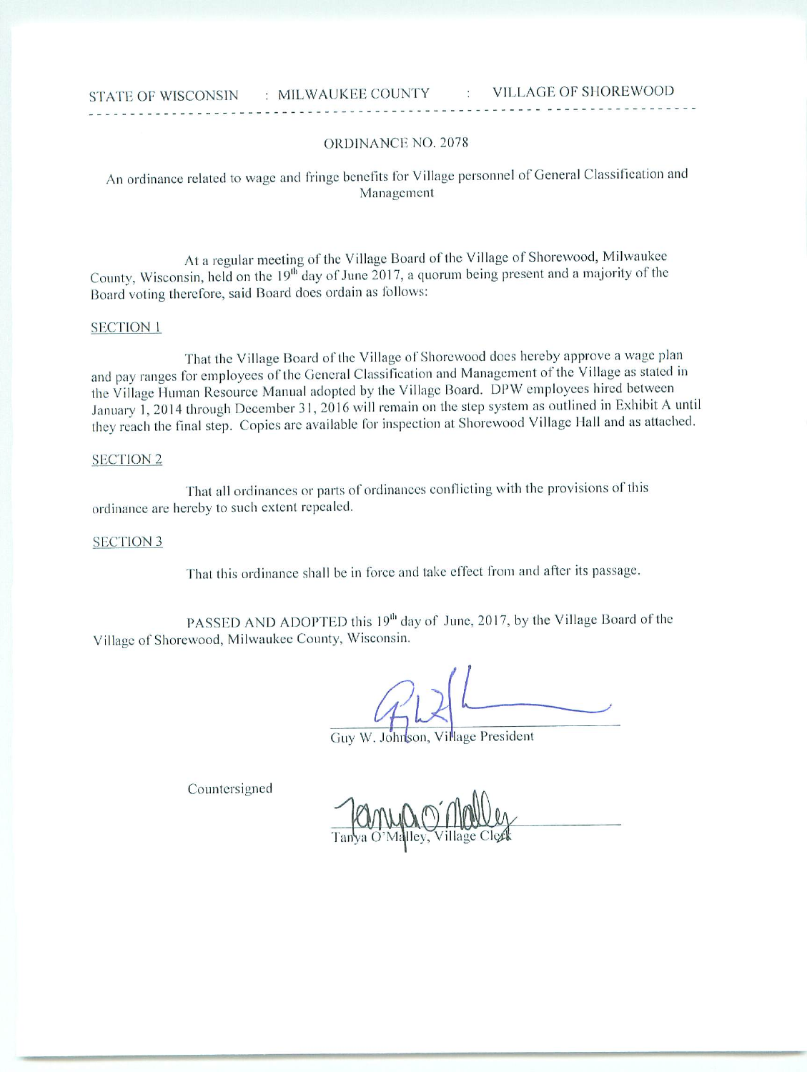STATE OF WISCONSIN : MILWAUKEE COUNTY : VILLAGE OF SHOREWOOD

---

# ORDINANCE NO. 2078

An ordinance related to wage and fringe benefits for Village personnel of General Classification and Management

At a regular meeting of the Village Board of the Village of Shorewood, Milwaukee County, Wisconsin, held on the 19th day of June 2017, a quorum being present and a majority of the Board voting therefore, said Board does ordain as follows:

## SECTION 1

That the Village Board of the Village of Shorewood does hereby approve a wage plan and pay ranges for employees of the General Classification and Management of the Village as stated in the Village Human Resource Manual adopted by the Village Board. DPW employees hired between January 1, 2014 through December 31, 2016 will remain on the step system as outlined in Exhibit A until they reach the final step. Copies are available for inspection at Shorewood Village Hall and as attached.

## SECTION 2

That all ordinances or parts of ordinances conflicting with the provisions of this ordinance are hereby to such extent repealed.

## SECTION 3

That this ordinance shall be in force and take effect from and after its passage.

PASSED AND ADOPTED this 19th day of June, 2017, by the Village Board of the Village of Shorewood, Milwaukee County, Wisconsin.

Guy W. Johnson, Village President

Countersigned

Tanya O'Malley, Village Clerk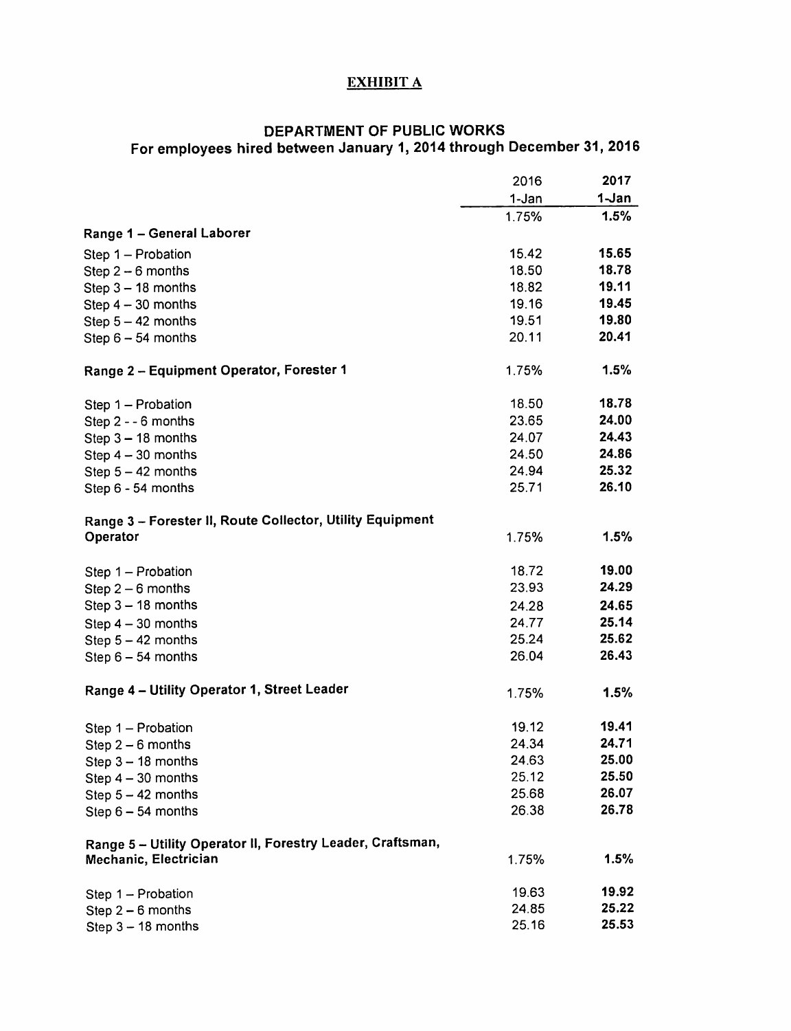## EXHIBIT A

### DEPARTMENT OF PUBLIC WORKS
### For employees hired between January 1, 2014 through December 31, 2016

| | 2016 | **2017** |
|---|---|---|
| | 1-Jan | **1-Jan** |
| | 1.75% | **1.5%** |
| **Range 1 – General Laborer** | | |
| Step 1 – Probation | 15.42 | **15.65** |
| Step 2 – 6 months | 18.50 | **18.78** |
| Step 3 – 18 months | 18.82 | **19.11** |
| Step 4 – 30 months | 19.16 | **19.45** |
| Step 5 – 42 months | 19.51 | **19.80** |
| Step 6 – 54 months | 20.11 | **20.41** |
| **Range 2 – Equipment Operator, Forester 1** | 1.75% | **1.5%** |
| Step 1 – Probation | 18.50 | **18.78** |
| Step 2 - - 6 months | 23.65 | **24.00** |
| Step 3 – 18 months | 24.07 | **24.43** |
| Step 4 – 30 months | 24.50 | **24.86** |
| Step 5 – 42 months | 24.94 | **25.32** |
| Step 6 - 54 months | 25.71 | **26.10** |
| **Range 3 – Forester II, Route Collector, Utility Equipment Operator** | 1.75% | **1.5%** |
| Step 1 – Probation | 18.72 | **19.00** |
| Step 2 – 6 months | 23.93 | **24.29** |
| Step 3 – 18 months | 24.28 | **24.65** |
| Step 4 – 30 months | 24.77 | **25.14** |
| Step 5 – 42 months | 25.24 | **25.62** |
| Step 6 – 54 months | 26.04 | **26.43** |
| **Range 4 – Utility Operator 1, Street Leader** | 1.75% | **1.5%** |
| Step 1 – Probation | 19.12 | **19.41** |
| Step 2 – 6 months | 24.34 | **24.71** |
| Step 3 – 18 months | 24.63 | **25.00** |
| Step 4 – 30 months | 25.12 | **25.50** |
| Step 5 – 42 months | 25.68 | **26.07** |
| Step 6 – 54 months | 26.38 | **26.78** |
| **Range 5 – Utility Operator II, Forestry Leader, Craftsman, Mechanic, Electrician** | 1.75% | **1.5%** |
| Step 1 – Probation | 19.63 | **19.92** |
| Step 2 – 6 months | 24.85 | **25.22** |
| Step 3 – 18 months | 25.16 | **25.53** |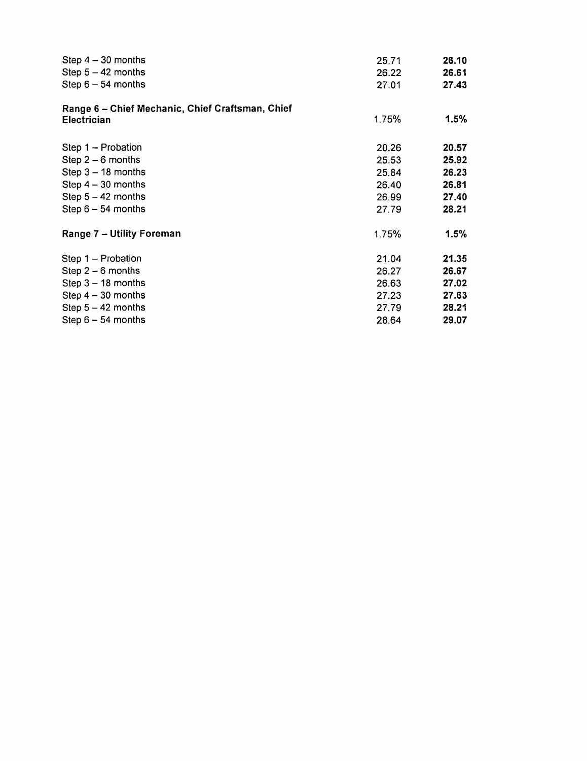| | | |
|---|---|---|
| Step 4 – 30 months | 25.71 | **26.10** |
| Step 5 – 42 months | 26.22 | **26.61** |
| Step 6 – 54 months | 27.01 | **27.43** |
| **Range 6 – Chief Mechanic, Chief Craftsman, Chief Electrician** | 1.75% | **1.5%** |
| Step 1 – Probation | 20.26 | **20.57** |
| Step 2 – 6 months | 25.53 | **25.92** |
| Step 3 – 18 months | 25.84 | **26.23** |
| Step 4 – 30 months | 26.40 | **26.81** |
| Step 5 – 42 months | 26.99 | **27.40** |
| Step 6 – 54 months | 27.79 | **28.21** |
| **Range 7 – Utility Foreman** | 1.75% | **1.5%** |
| Step 1 – Probation | 21.04 | **21.35** |
| Step 2 – 6 months | 26.27 | **26.67** |
| Step 3 – 18 months | 26.63 | **27.02** |
| Step 4 – 30 months | 27.23 | **27.63** |
| Step 5 – 42 months | 27.79 | **28.21** |
| Step 6 – 54 months | 28.64 | **29.07** |